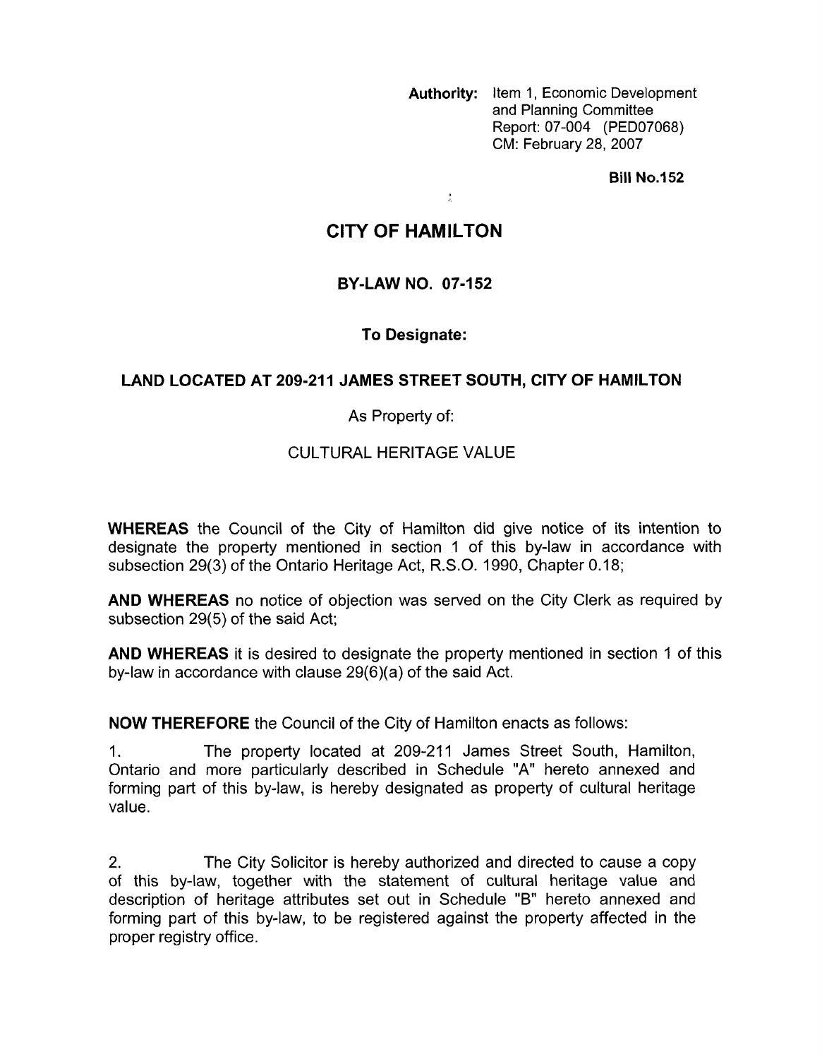**Authority:** Item 1, Economic Development and Planning Committee
Report: 07-004 (PED07068)
CM: February 28, 2007

**Bill No.152**

# CITY OF HAMILTON

## BY-LAW NO. 07-152

### To Designate:

### LAND LOCATED AT 209-211 JAMES STREET SOUTH, CITY OF HAMILTON

As Property of:

CULTURAL HERITAGE VALUE

**WHEREAS** the Council of the City of Hamilton did give notice of its intention to designate the property mentioned in section 1 of this by-law in accordance with subsection 29(3) of the Ontario Heritage Act, R.S.O. 1990, Chapter 0.18;

**AND WHEREAS** no notice of objection was served on the City Clerk as required by subsection 29(5) of the said Act;

**AND WHEREAS** it is desired to designate the property mentioned in section 1 of this by-law in accordance with clause 29(6)(a) of the said Act.

**NOW THEREFORE** the Council of the City of Hamilton enacts as follows:

1. The property located at 209-211 James Street South, Hamilton, Ontario and more particularly described in Schedule "A" hereto annexed and forming part of this by-law, is hereby designated as property of cultural heritage value.

2. The City Solicitor is hereby authorized and directed to cause a copy of this by-law, together with the statement of cultural heritage value and description of heritage attributes set out in Schedule "B" hereto annexed and forming part of this by-law, to be registered against the property affected in the proper registry office.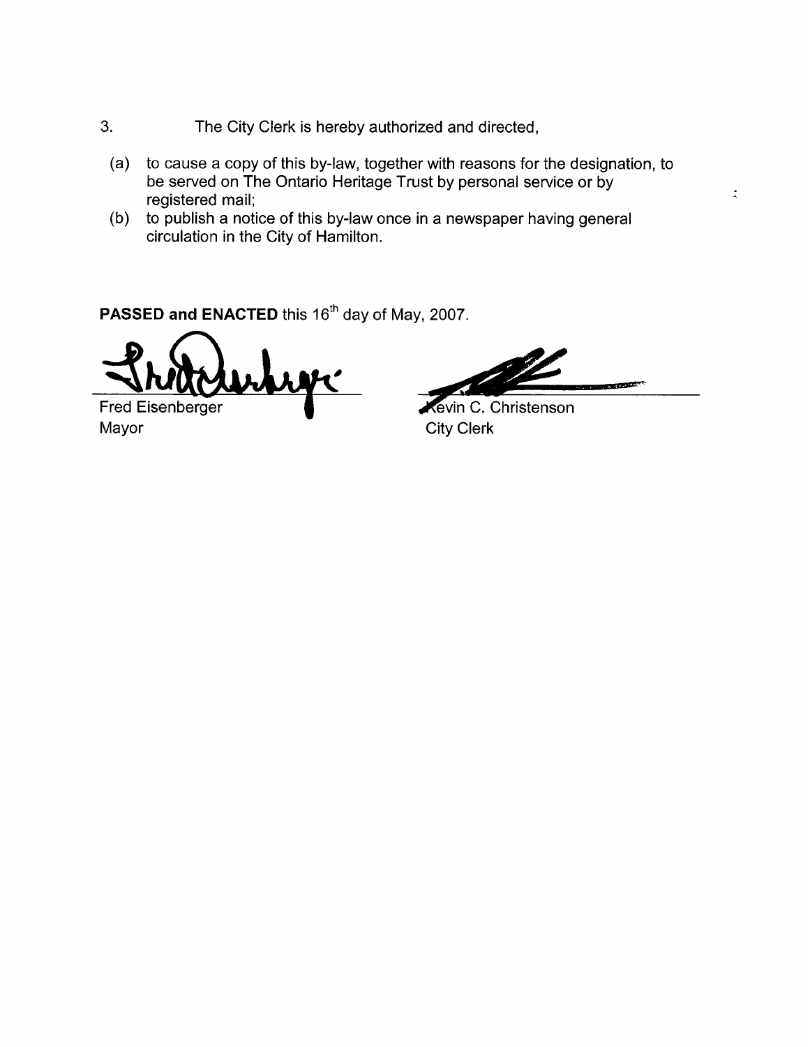3. The City Clerk is hereby authorized and directed,

(a) to cause a copy of this by-law, together with reasons for the designation, to be served on The Ontario Heritage Trust by personal service or by registered mail;

(b) to publish a notice of this by-law once in a newspaper having general circulation in the City of Hamilton.

**PASSED and ENACTED** this 16th day of May, 2007.

Fred Eisenberger
Mayor

Kevin C. Christenson
City Clerk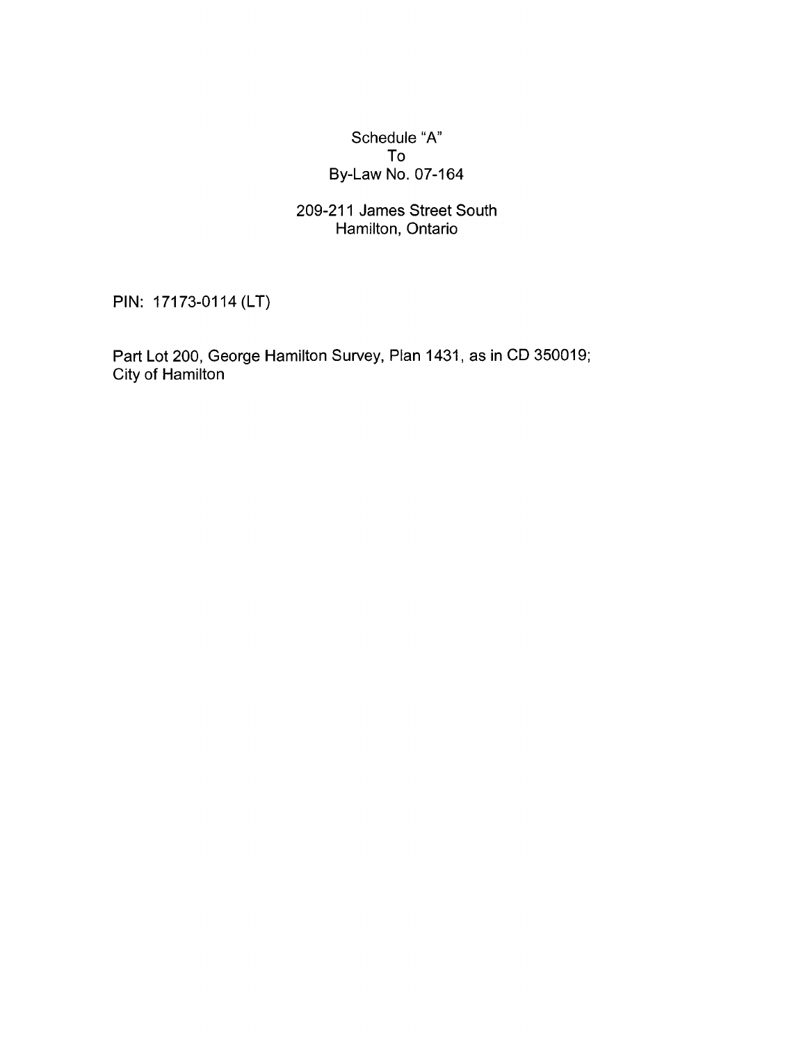# Schedule "A"
# To
# By-Law No. 07-164

## 209-211 James Street South
## Hamilton, Ontario

PIN: 17173-0114 (LT)

Part Lot 200, George Hamilton Survey, Plan 1431, as in CD 350019;
City of Hamilton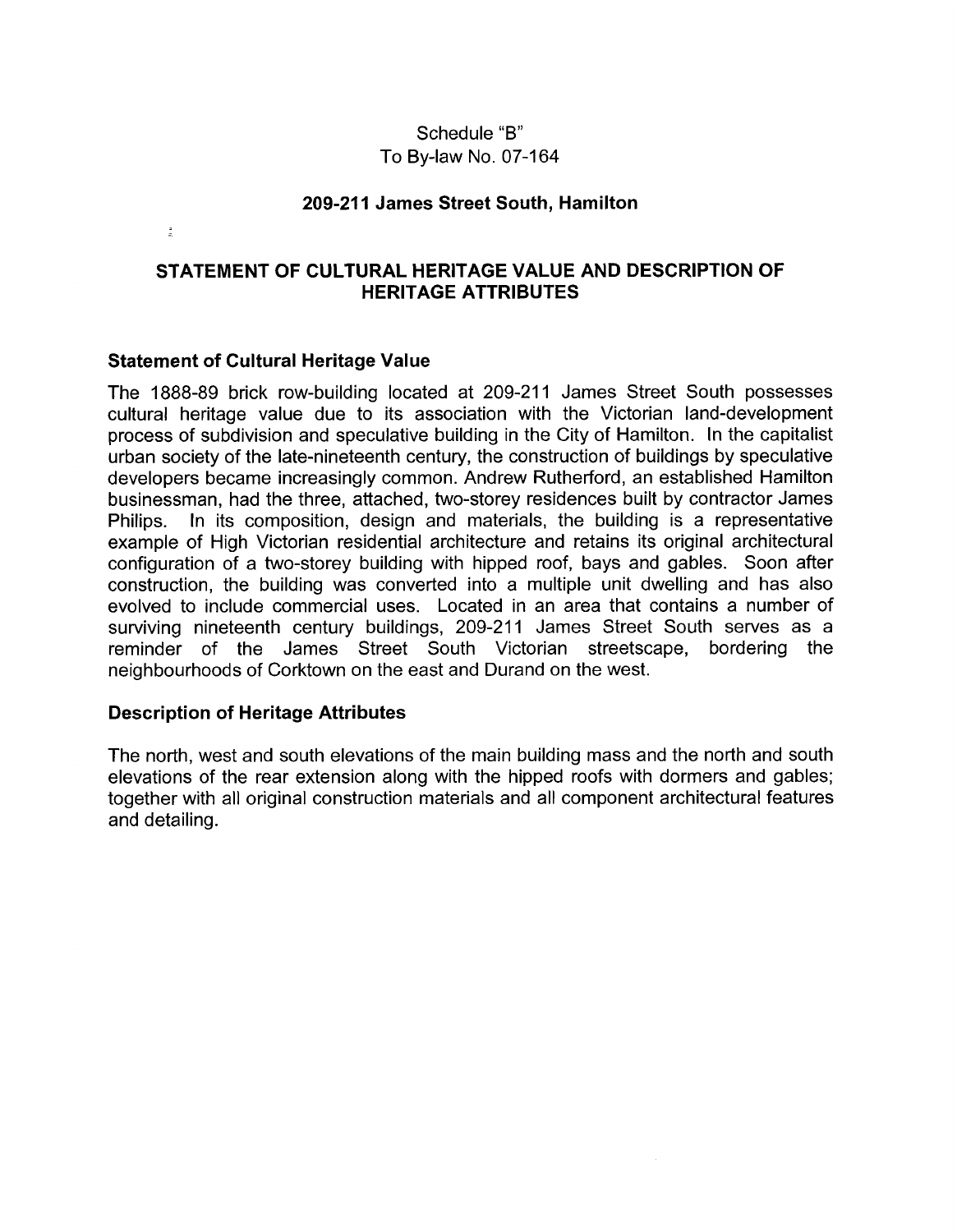Schedule "B"
To By-law No. 07-164

**209-211 James Street South, Hamilton**

## STATEMENT OF CULTURAL HERITAGE VALUE AND DESCRIPTION OF HERITAGE ATTRIBUTES

### Statement of Cultural Heritage Value

The 1888-89 brick row-building located at 209-211 James Street South possesses cultural heritage value due to its association with the Victorian land-development process of subdivision and speculative building in the City of Hamilton. In the capitalist urban society of the late-nineteenth century, the construction of buildings by speculative developers became increasingly common. Andrew Rutherford, an established Hamilton businessman, had the three, attached, two-storey residences built by contractor James Philips. In its composition, design and materials, the building is a representative example of High Victorian residential architecture and retains its original architectural configuration of a two-storey building with hipped roof, bays and gables. Soon after construction, the building was converted into a multiple unit dwelling and has also evolved to include commercial uses. Located in an area that contains a number of surviving nineteenth century buildings, 209-211 James Street South serves as a reminder of the James Street South Victorian streetscape, bordering the neighbourhoods of Corktown on the east and Durand on the west.

### Description of Heritage Attributes

The north, west and south elevations of the main building mass and the north and south elevations of the rear extension along with the hipped roofs with dormers and gables; together with all original construction materials and all component architectural features and detailing.